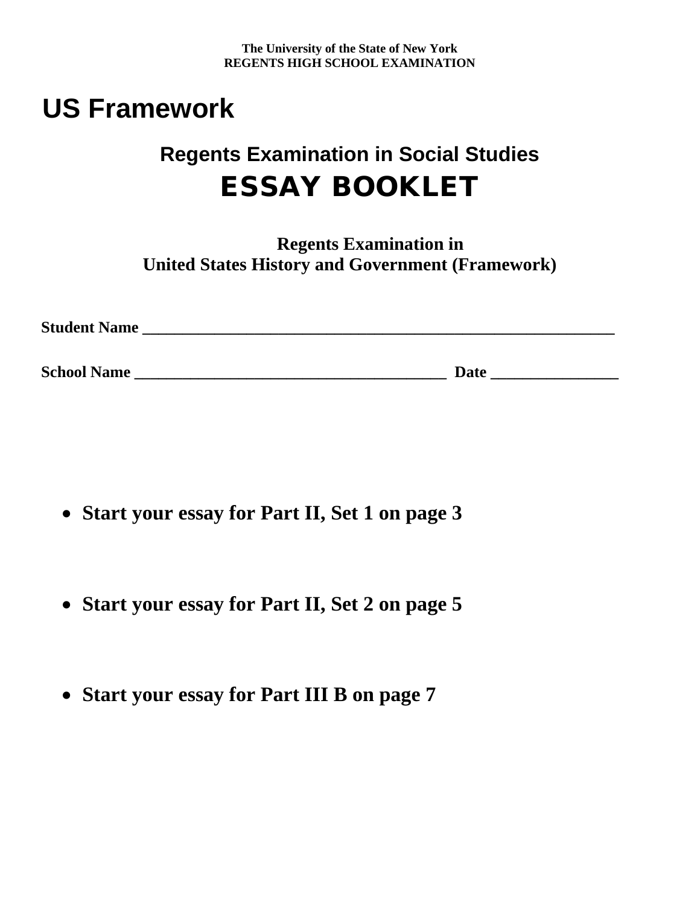**The University of the State of New York**
**REGENTS HIGH SCHOOL EXAMINATION**

# US Framework

## Regents Examination in Social Studies

# ESSAY BOOKLET

**Regents Examination in**
**United States History and Government (Framework)**

**Student Name** ____________________________________________________________

**School Name** _______________________________________ **Date** ________________

- **Start your essay for Part II, Set 1 on page 3**

- **Start your essay for Part II, Set 2 on page 5**

- **Start your essay for Part III B on page 7**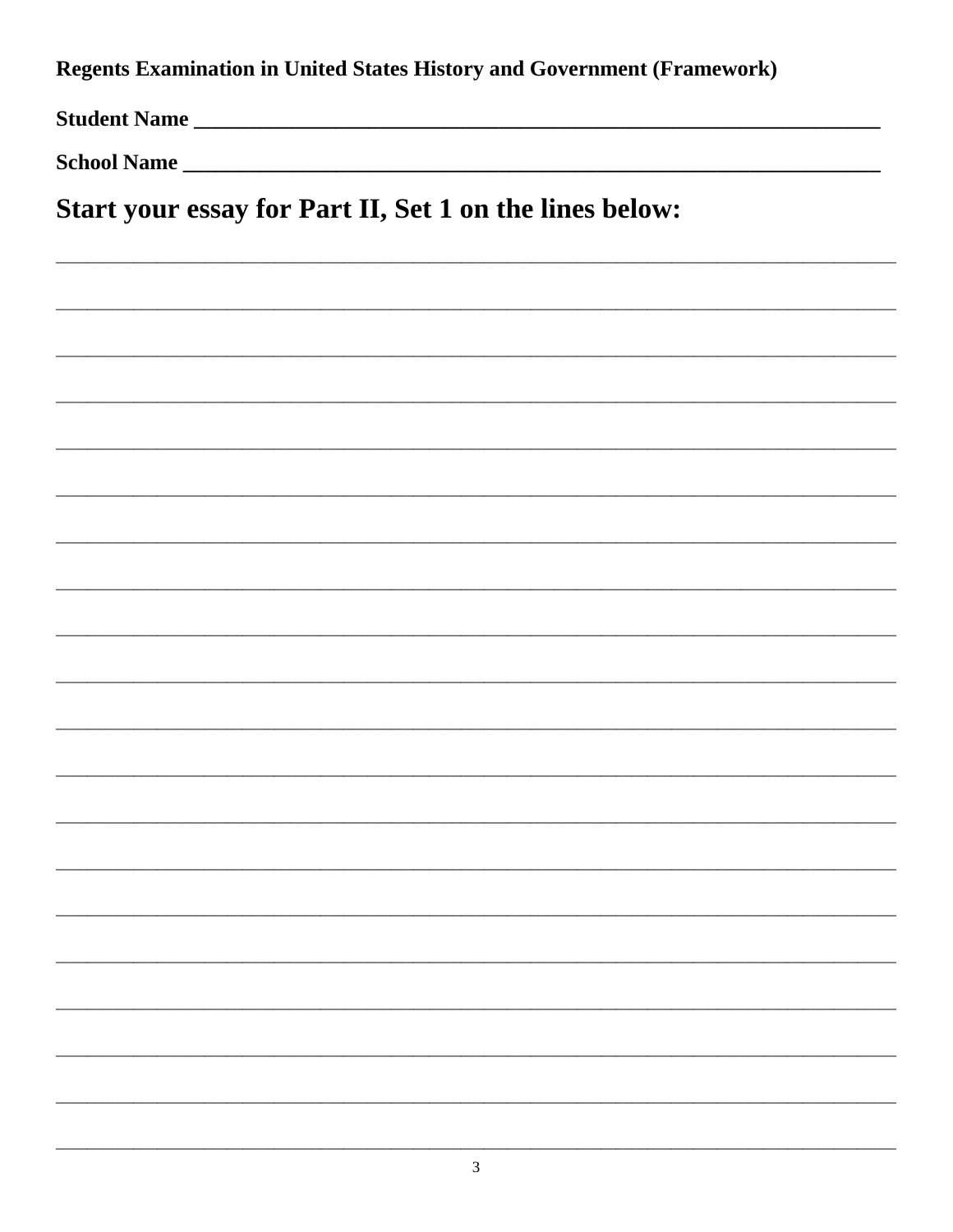**Regents Examination in United States History and Government (Framework)**

**Student Name** ______________________________________________________________

**School Name** ______________________________________________________________

## Start your essay for Part II, Set 1 on the lines below:

______________________________________________________________________________

______________________________________________________________________________

______________________________________________________________________________

______________________________________________________________________________

______________________________________________________________________________

______________________________________________________________________________

______________________________________________________________________________

______________________________________________________________________________

______________________________________________________________________________

______________________________________________________________________________

______________________________________________________________________________

______________________________________________________________________________

______________________________________________________________________________

______________________________________________________________________________

______________________________________________________________________________

______________________________________________________________________________

______________________________________________________________________________

______________________________________________________________________________

______________________________________________________________________________

______________________________________________________________________________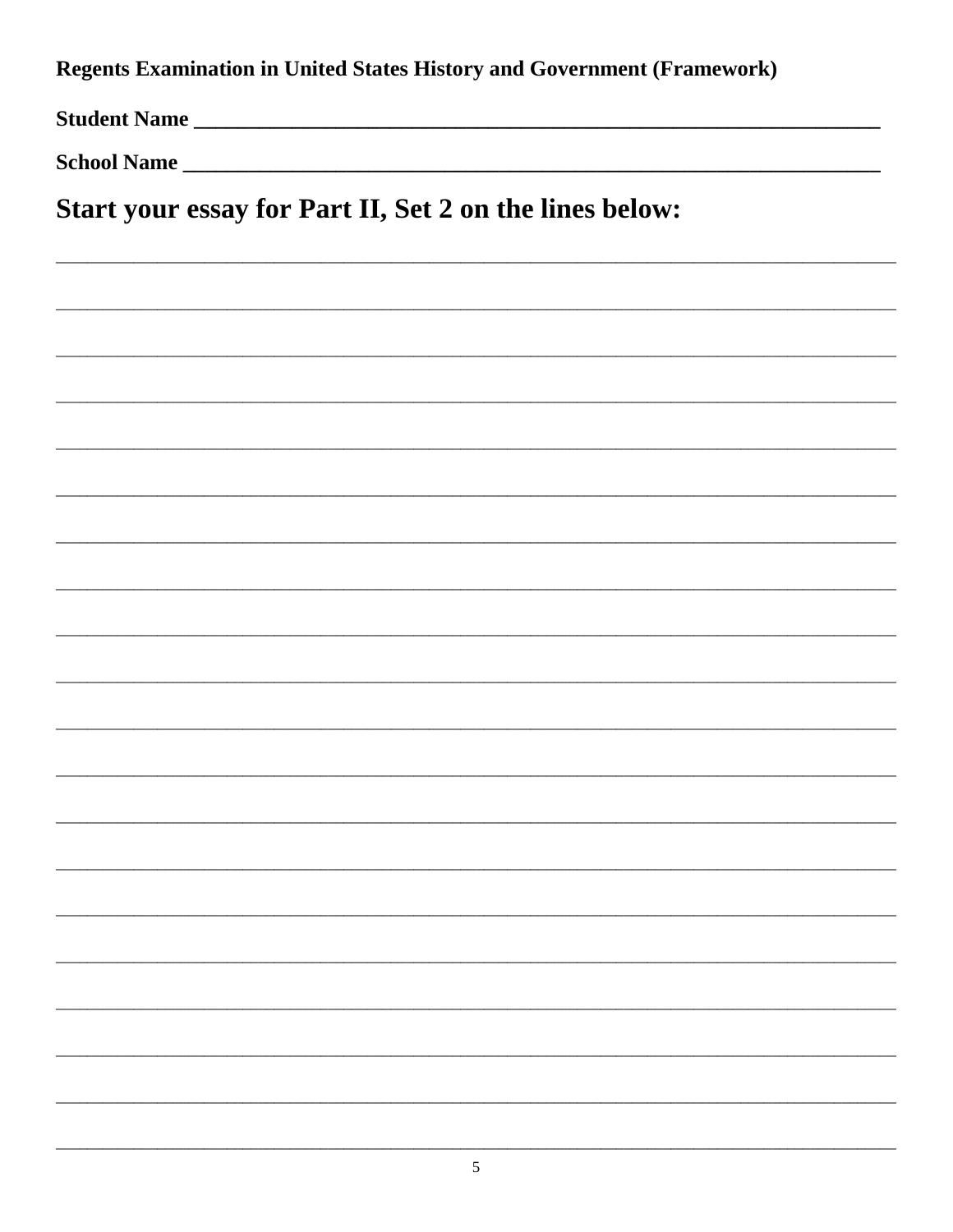**Regents Examination in United States History and Government (Framework)**

**Student Name** ________________________________________________________________

**School Name** ________________________________________________________________

## Start your essay for Part II, Set 2 on the lines below:

________________________________________________________________________________

________________________________________________________________________________

________________________________________________________________________________

________________________________________________________________________________

________________________________________________________________________________

________________________________________________________________________________

________________________________________________________________________________

________________________________________________________________________________

________________________________________________________________________________

________________________________________________________________________________

________________________________________________________________________________

________________________________________________________________________________

________________________________________________________________________________

________________________________________________________________________________

________________________________________________________________________________

________________________________________________________________________________

________________________________________________________________________________

________________________________________________________________________________

________________________________________________________________________________

________________________________________________________________________________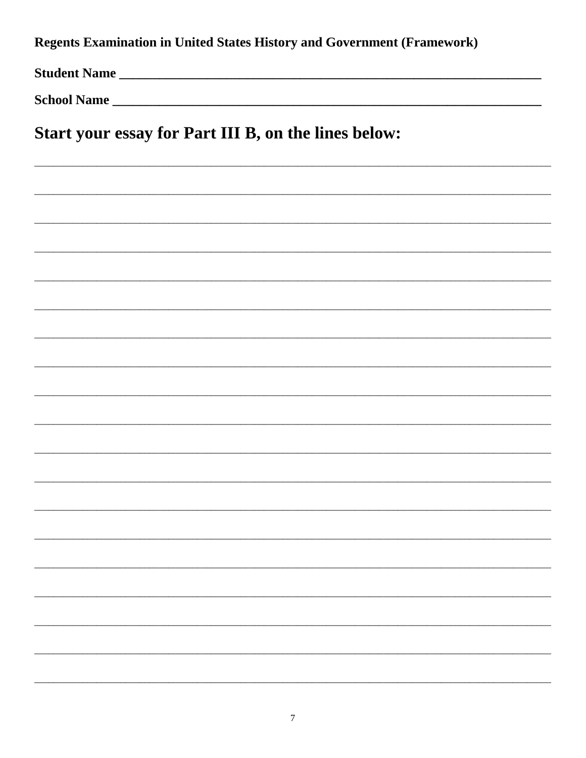**Regents Examination in United States History and Government (Framework)**

**Student Name** ____________________________________________

**School Name** ____________________________________________

# Start your essay for Part III B, on the lines below:

______________________________________________________________________________

______________________________________________________________________________

______________________________________________________________________________

______________________________________________________________________________

______________________________________________________________________________

______________________________________________________________________________

______________________________________________________________________________

______________________________________________________________________________

______________________________________________________________________________

______________________________________________________________________________

______________________________________________________________________________

______________________________________________________________________________

______________________________________________________________________________

______________________________________________________________________________

______________________________________________________________________________

______________________________________________________________________________

______________________________________________________________________________

______________________________________________________________________________

______________________________________________________________________________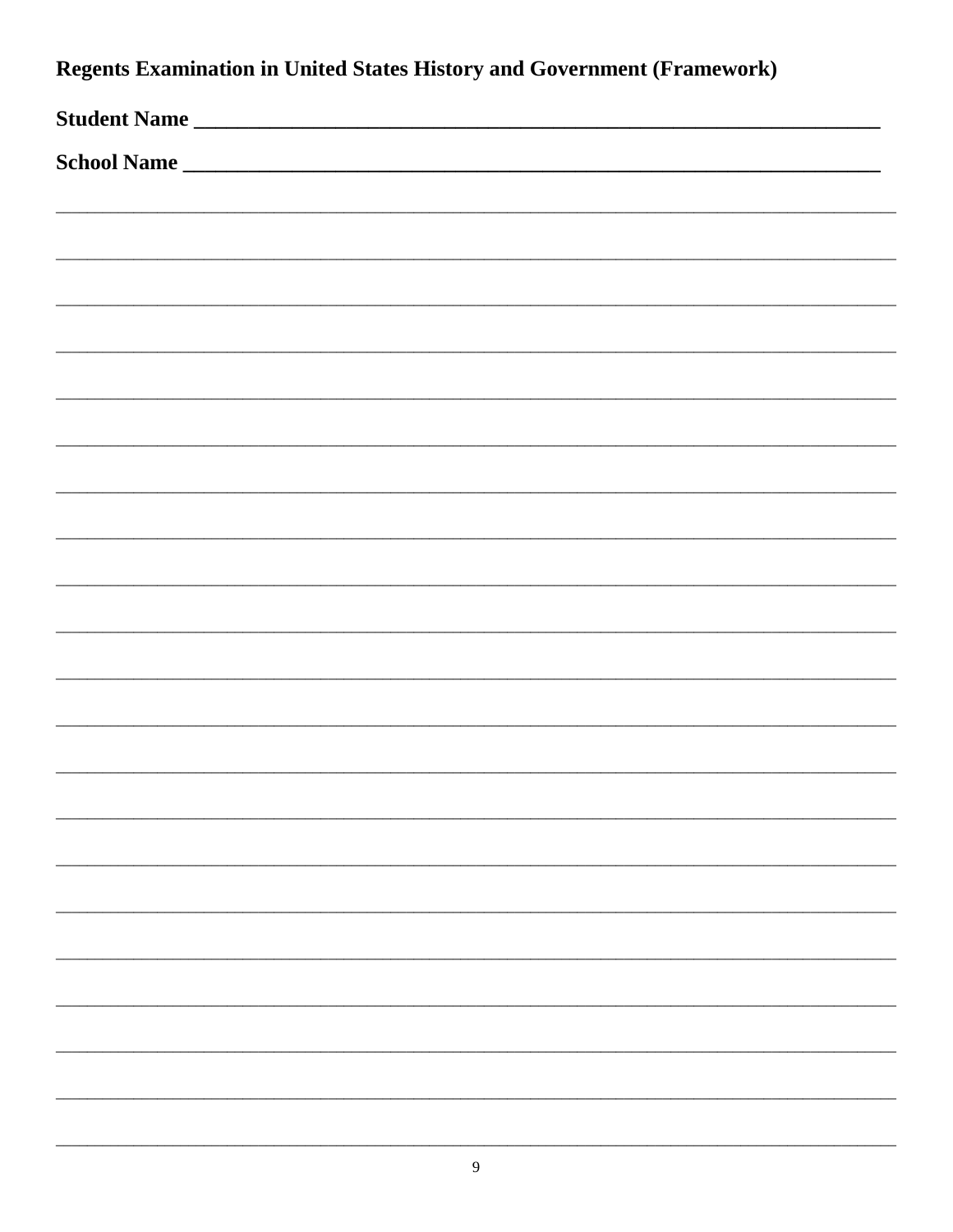**Regents Examination in United States History and Government (Framework)**

**Student Name \_\_\_\_\_\_\_\_\_\_\_\_\_\_\_\_\_\_\_\_\_\_\_\_\_\_\_\_\_\_\_\_\_\_\_\_\_\_\_\_\_\_\_\_\_\_\_\_\_\_\_\_\_\_\_\_\_\_\_\_**

**School Name \_\_\_\_\_\_\_\_\_\_\_\_\_\_\_\_\_\_\_\_\_\_\_\_\_\_\_\_\_\_\_\_\_\_\_\_\_\_\_\_\_\_\_\_\_\_\_\_\_\_\_\_\_\_\_\_\_\_\_\_**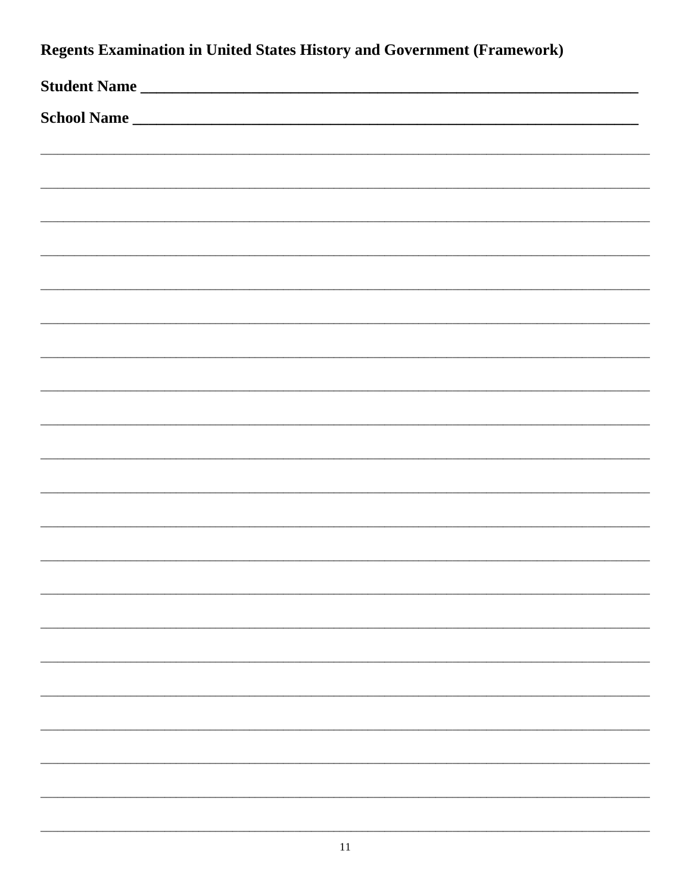**Regents Examination in United States History and Government (Framework)**

**Student Name ______________________________________________________________**

**School Name ______________________________________________________________**